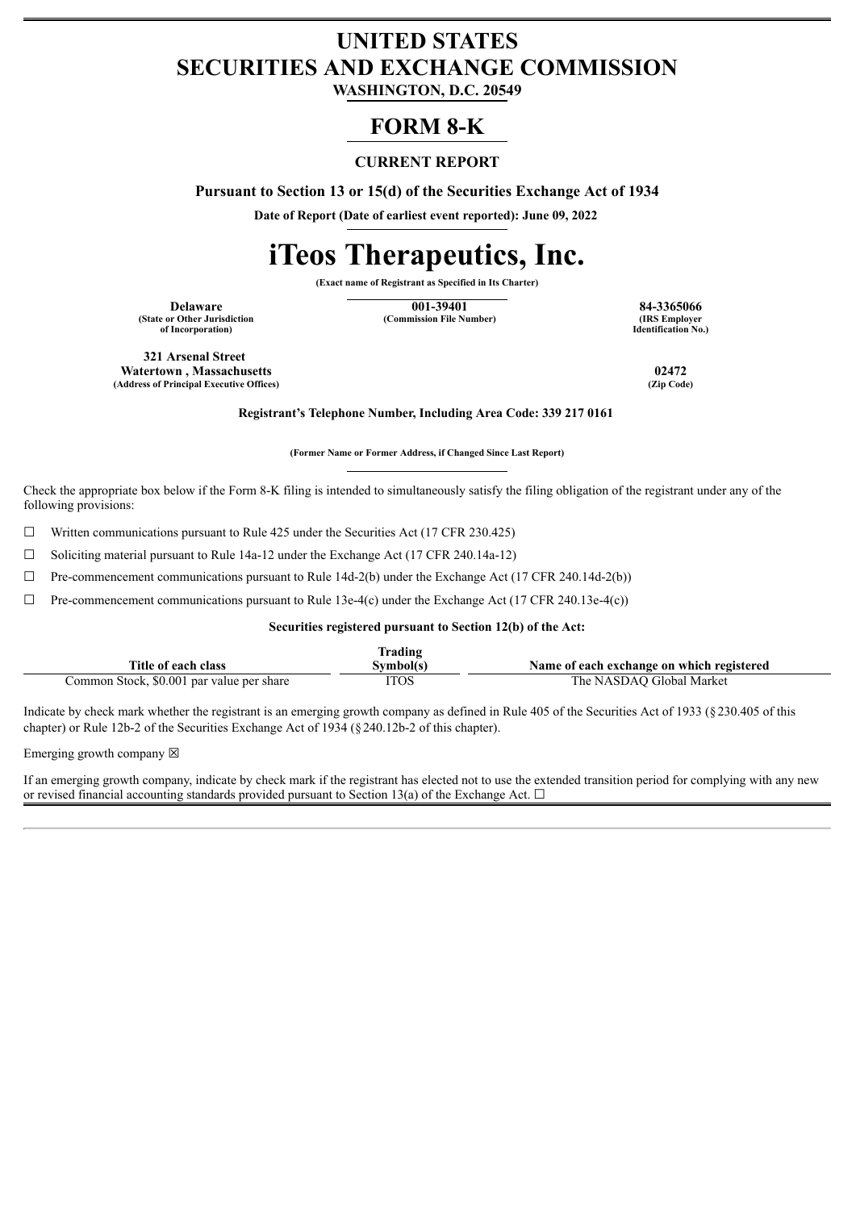# UNITED STATES
# SECURITIES AND EXCHANGE COMMISSION

**WASHINGTON, D.C. 20549**

# FORM 8-K

**CURRENT REPORT**

**Pursuant to Section 13 or 15(d) of the Securities Exchange Act of 1934**

**Date of Report (Date of earliest event reported): June 09, 2022**

# iTeos Therapeutics, Inc.

**(Exact name of Registrant as Specified in Its Charter)**

| Delaware | 001-39401 | 84-3365066 |
|---|---|---|
| (State or Other Jurisdiction of Incorporation) | (Commission File Number) | (IRS Employer Identification No.) |

| 321 Arsenal Street Watertown , Massachusetts | 02472 |
|---|---|
| (Address of Principal Executive Offices) | (Zip Code) |

**Registrant's Telephone Number, Including Area Code: 339 217 0161**

**(Former Name or Former Address, if Changed Since Last Report)**

Check the appropriate box below if the Form 8-K filing is intended to simultaneously satisfy the filing obligation of the registrant under any of the following provisions:

☐ Written communications pursuant to Rule 425 under the Securities Act (17 CFR 230.425)

☐ Soliciting material pursuant to Rule 14a-12 under the Exchange Act (17 CFR 240.14a-12)

☐ Pre-commencement communications pursuant to Rule 14d-2(b) under the Exchange Act (17 CFR 240.14d-2(b))

☐ Pre-commencement communications pursuant to Rule 13e-4(c) under the Exchange Act (17 CFR 240.13e-4(c))

**Securities registered pursuant to Section 12(b) of the Act:**

| Title of each class | Trading Symbol(s) | Name of each exchange on which registered |
|---|---|---|
| Common Stock, $0.001 par value per share | ITOS | The NASDAQ Global Market |

Indicate by check mark whether the registrant is an emerging growth company as defined in Rule 405 of the Securities Act of 1933 (§230.405 of this chapter) or Rule 12b-2 of the Securities Exchange Act of 1934 (§240.12b-2 of this chapter).

Emerging growth company ☒

If an emerging growth company, indicate by check mark if the registrant has elected not to use the extended transition period for complying with any new or revised financial accounting standards provided pursuant to Section 13(a) of the Exchange Act. ☐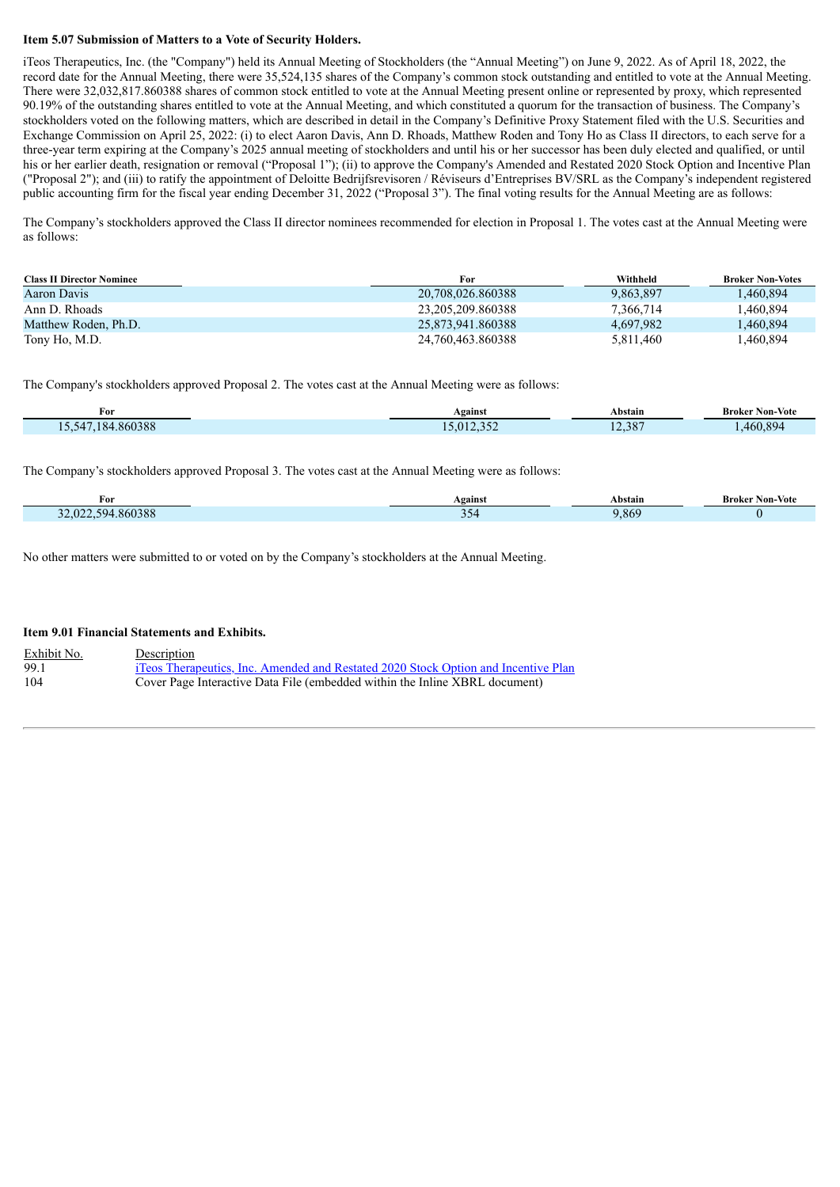**Item 5.07 Submission of Matters to a Vote of Security Holders.**

iTeos Therapeutics, Inc. (the "Company") held its Annual Meeting of Stockholders (the "Annual Meeting") on June 9, 2022. As of April 18, 2022, the record date for the Annual Meeting, there were 35,524,135 shares of the Company's common stock outstanding and entitled to vote at the Annual Meeting. There were 32,032,817.860388 shares of common stock entitled to vote at the Annual Meeting present online or represented by proxy, which represented 90.19% of the outstanding shares entitled to vote at the Annual Meeting, and which constituted a quorum for the transaction of business. The Company's stockholders voted on the following matters, which are described in detail in the Company's Definitive Proxy Statement filed with the U.S. Securities and Exchange Commission on April 25, 2022: (i) to elect Aaron Davis, Ann D. Rhoads, Matthew Roden and Tony Ho as Class II directors, to each serve for a three-year term expiring at the Company's 2025 annual meeting of stockholders and until his or her successor has been duly elected and qualified, or until his or her earlier death, resignation or removal ("Proposal 1"); (ii) to approve the Company's Amended and Restated 2020 Stock Option and Incentive Plan ("Proposal 2"); and (iii) to ratify the appointment of Deloitte Bedrijfsrevisoren / Réviseurs d'Entreprises BV/SRL as the Company's independent registered public accounting firm for the fiscal year ending December 31, 2022 ("Proposal 3"). The final voting results for the Annual Meeting are as follows:

The Company's stockholders approved the Class II director nominees recommended for election in Proposal 1. The votes cast at the Annual Meeting were as follows:

| Class II Director Nominee | For | Withheld | Broker Non-Votes |
|---|---|---|---|
| Aaron Davis | 20,708,026.860388 | 9,863,897 | 1,460,894 |
| Ann D. Rhoads | 23,205,209.860388 | 7,366,714 | 1,460,894 |
| Matthew Roden, Ph.D. | 25,873,941.860388 | 4,697,982 | 1,460,894 |
| Tony Ho, M.D. | 24,760,463.860388 | 5,811,460 | 1,460,894 |

The Company's stockholders approved Proposal 2. The votes cast at the Annual Meeting were as follows:

| For | Against | Abstain | Broker Non-Vote |
|---|---|---|---|
| 15,547,184.860388 | 15,012,352 | 12,387 | 1,460,894 |

The Company's stockholders approved Proposal 3. The votes cast at the Annual Meeting were as follows:

| For | Against | Abstain | Broker Non-Vote |
|---|---|---|---|
| 32,022,594.860388 | 354 | 9,869 | 0 |

No other matters were submitted to or voted on by the Company's stockholders at the Annual Meeting.

**Item 9.01 Financial Statements and Exhibits.**

| Exhibit No. | Description |
|---|---|
| 99.1 | iTeos Therapeutics, Inc. Amended and Restated 2020 Stock Option and Incentive Plan |
| 104 | Cover Page Interactive Data File (embedded within the Inline XBRL document) |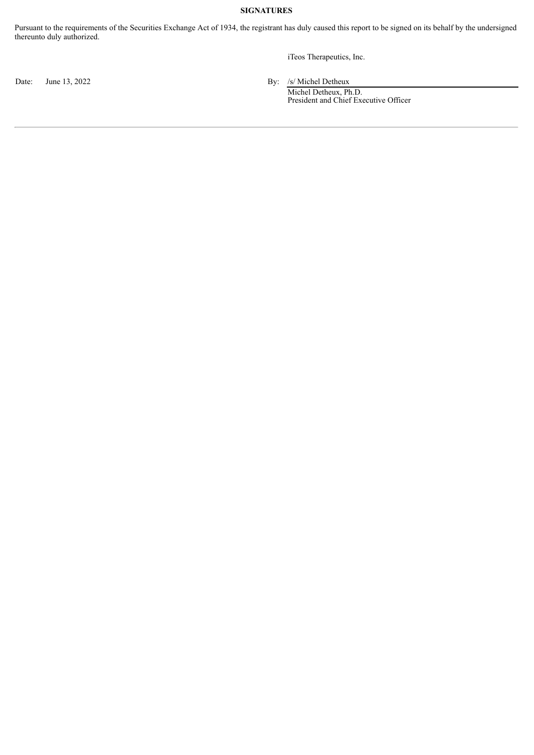**SIGNATURES**

Pursuant to the requirements of the Securities Exchange Act of 1934, the registrant has duly caused this report to be signed on its behalf by the undersigned thereunto duly authorized.

iTeos Therapeutics, Inc.

Date: June 13, 2022

By: /s/ Michel Detheux

Michel Detheux, Ph.D.
President and Chief Executive Officer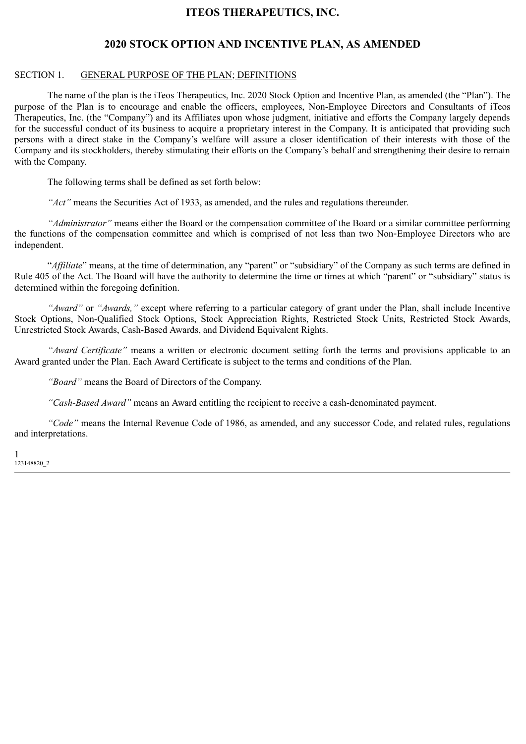# ITEOS THERAPEUTICS, INC.

## 2020 STOCK OPTION AND INCENTIVE PLAN, AS AMENDED

SECTION 1. GENERAL PURPOSE OF THE PLAN; DEFINITIONS

The name of the plan is the iTeos Therapeutics, Inc. 2020 Stock Option and Incentive Plan, as amended (the "Plan"). The purpose of the Plan is to encourage and enable the officers, employees, Non-Employee Directors and Consultants of iTeos Therapeutics, Inc. (the "Company") and its Affiliates upon whose judgment, initiative and efforts the Company largely depends for the successful conduct of its business to acquire a proprietary interest in the Company. It is anticipated that providing such persons with a direct stake in the Company's welfare will assure a closer identification of their interests with those of the Company and its stockholders, thereby stimulating their efforts on the Company's behalf and strengthening their desire to remain with the Company.

The following terms shall be defined as set forth below:

*"Act"* means the Securities Act of 1933, as amended, and the rules and regulations thereunder.

*"Administrator"* means either the Board or the compensation committee of the Board or a similar committee performing the functions of the compensation committee and which is comprised of not less than two Non-Employee Directors who are independent.

"*Affiliate*" means, at the time of determination, any "parent" or "subsidiary" of the Company as such terms are defined in Rule 405 of the Act. The Board will have the authority to determine the time or times at which "parent" or "subsidiary" status is determined within the foregoing definition.

*"Award"* or *"Awards,"* except where referring to a particular category of grant under the Plan, shall include Incentive Stock Options, Non-Qualified Stock Options, Stock Appreciation Rights, Restricted Stock Units, Restricted Stock Awards, Unrestricted Stock Awards, Cash-Based Awards, and Dividend Equivalent Rights.

*"Award Certificate"* means a written or electronic document setting forth the terms and provisions applicable to an Award granted under the Plan. Each Award Certificate is subject to the terms and conditions of the Plan.

*"Board"* means the Board of Directors of the Company.

*"Cash-Based Award"* means an Award entitling the recipient to receive a cash-denominated payment.

*"Code"* means the Internal Revenue Code of 1986, as amended, and any successor Code, and related rules, regulations and interpretations.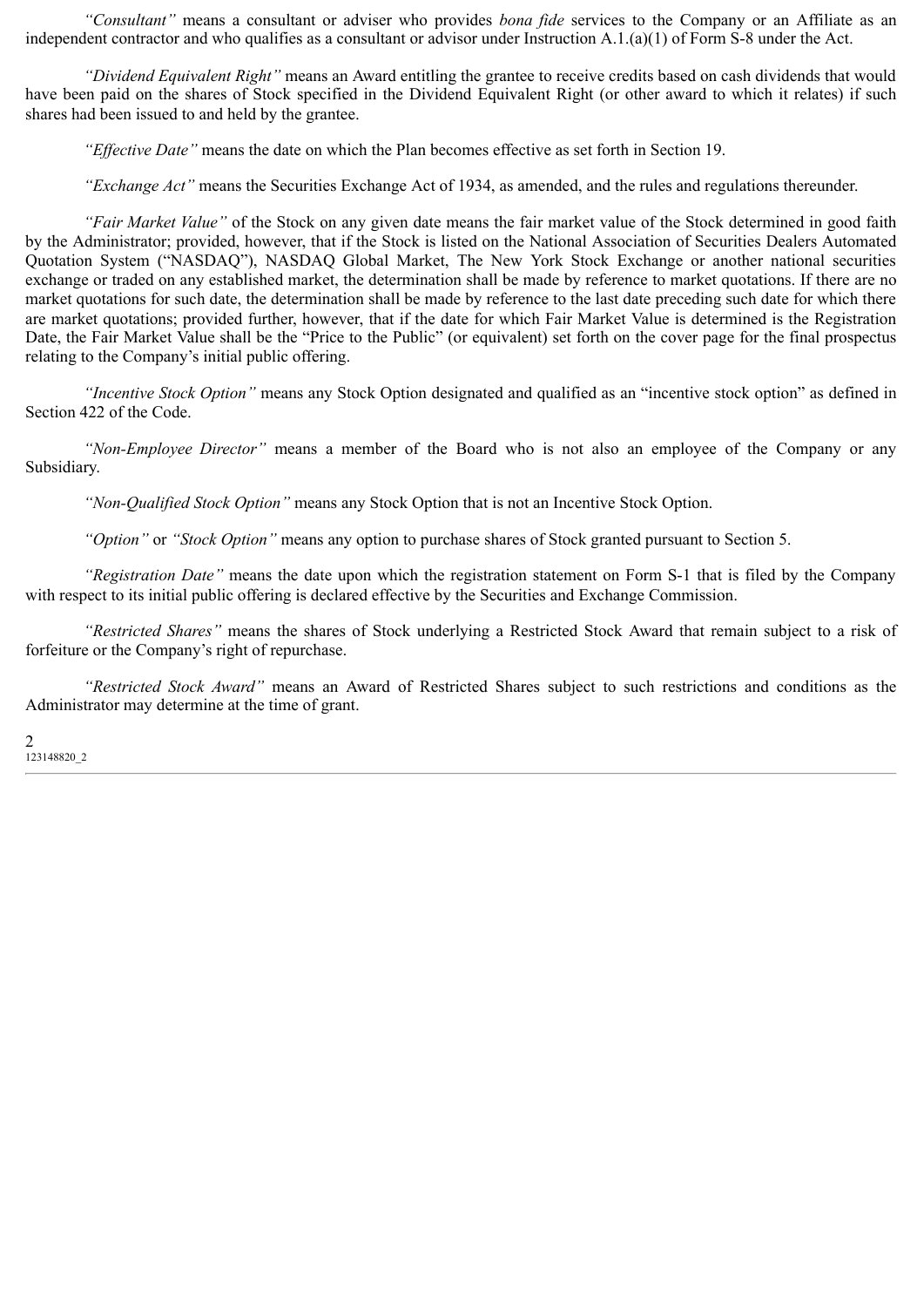*"Consultant"* means a consultant or adviser who provides *bona fide* services to the Company or an Affiliate as an independent contractor and who qualifies as a consultant or advisor under Instruction A.1.(a)(1) of Form S-8 under the Act.

*"Dividend Equivalent Right"* means an Award entitling the grantee to receive credits based on cash dividends that would have been paid on the shares of Stock specified in the Dividend Equivalent Right (or other award to which it relates) if such shares had been issued to and held by the grantee.

*"Effective Date"* means the date on which the Plan becomes effective as set forth in Section 19.

*"Exchange Act"* means the Securities Exchange Act of 1934, as amended, and the rules and regulations thereunder.

*"Fair Market Value"* of the Stock on any given date means the fair market value of the Stock determined in good faith by the Administrator; provided, however, that if the Stock is listed on the National Association of Securities Dealers Automated Quotation System ("NASDAQ"), NASDAQ Global Market, The New York Stock Exchange or another national securities exchange or traded on any established market, the determination shall be made by reference to market quotations. If there are no market quotations for such date, the determination shall be made by reference to the last date preceding such date for which there are market quotations; provided further, however, that if the date for which Fair Market Value is determined is the Registration Date, the Fair Market Value shall be the "Price to the Public" (or equivalent) set forth on the cover page for the final prospectus relating to the Company's initial public offering.

*"Incentive Stock Option"* means any Stock Option designated and qualified as an "incentive stock option" as defined in Section 422 of the Code.

*"Non-Employee Director"* means a member of the Board who is not also an employee of the Company or any Subsidiary.

*"Non-Qualified Stock Option"* means any Stock Option that is not an Incentive Stock Option.

*"Option"* or *"Stock Option"* means any option to purchase shares of Stock granted pursuant to Section 5.

*"Registration Date"* means the date upon which the registration statement on Form S-1 that is filed by the Company with respect to its initial public offering is declared effective by the Securities and Exchange Commission.

*"Restricted Shares"* means the shares of Stock underlying a Restricted Stock Award that remain subject to a risk of forfeiture or the Company's right of repurchase.

*"Restricted Stock Award"* means an Award of Restricted Shares subject to such restrictions and conditions as the Administrator may determine at the time of grant.

123148820_2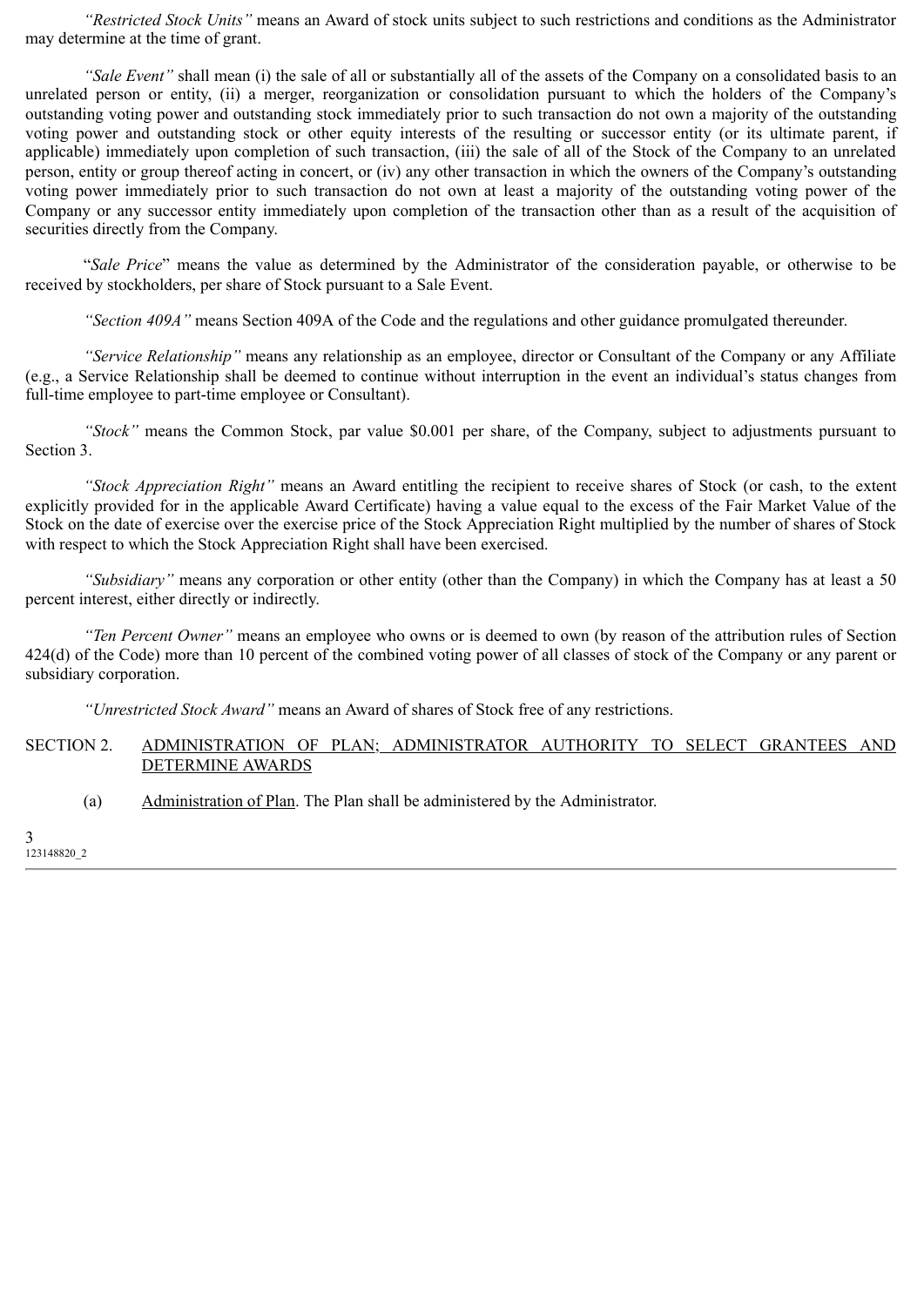*"Restricted Stock Units"* means an Award of stock units subject to such restrictions and conditions as the Administrator may determine at the time of grant.

*"Sale Event"* shall mean (i) the sale of all or substantially all of the assets of the Company on a consolidated basis to an unrelated person or entity, (ii) a merger, reorganization or consolidation pursuant to which the holders of the Company's outstanding voting power and outstanding stock immediately prior to such transaction do not own a majority of the outstanding voting power and outstanding stock or other equity interests of the resulting or successor entity (or its ultimate parent, if applicable) immediately upon completion of such transaction, (iii) the sale of all of the Stock of the Company to an unrelated person, entity or group thereof acting in concert, or (iv) any other transaction in which the owners of the Company's outstanding voting power immediately prior to such transaction do not own at least a majority of the outstanding voting power of the Company or any successor entity immediately upon completion of the transaction other than as a result of the acquisition of securities directly from the Company.

"*Sale Price*" means the value as determined by the Administrator of the consideration payable, or otherwise to be received by stockholders, per share of Stock pursuant to a Sale Event.

*"Section 409A"* means Section 409A of the Code and the regulations and other guidance promulgated thereunder.

*"Service Relationship"* means any relationship as an employee, director or Consultant of the Company or any Affiliate (e.g., a Service Relationship shall be deemed to continue without interruption in the event an individual's status changes from full-time employee to part-time employee or Consultant).

*"Stock"* means the Common Stock, par value $0.001 per share, of the Company, subject to adjustments pursuant to Section 3.

*"Stock Appreciation Right"* means an Award entitling the recipient to receive shares of Stock (or cash, to the extent explicitly provided for in the applicable Award Certificate) having a value equal to the excess of the Fair Market Value of the Stock on the date of exercise over the exercise price of the Stock Appreciation Right multiplied by the number of shares of Stock with respect to which the Stock Appreciation Right shall have been exercised.

*"Subsidiary"* means any corporation or other entity (other than the Company) in which the Company has at least a 50 percent interest, either directly or indirectly.

*"Ten Percent Owner"* means an employee who owns or is deemed to own (by reason of the attribution rules of Section 424(d) of the Code) more than 10 percent of the combined voting power of all classes of stock of the Company or any parent or subsidiary corporation.

*"Unrestricted Stock Award"* means an Award of shares of Stock free of any restrictions.

SECTION 2. ADMINISTRATION OF PLAN; ADMINISTRATOR AUTHORITY TO SELECT GRANTEES AND DETERMINE AWARDS

(a) Administration of Plan. The Plan shall be administered by the Administrator.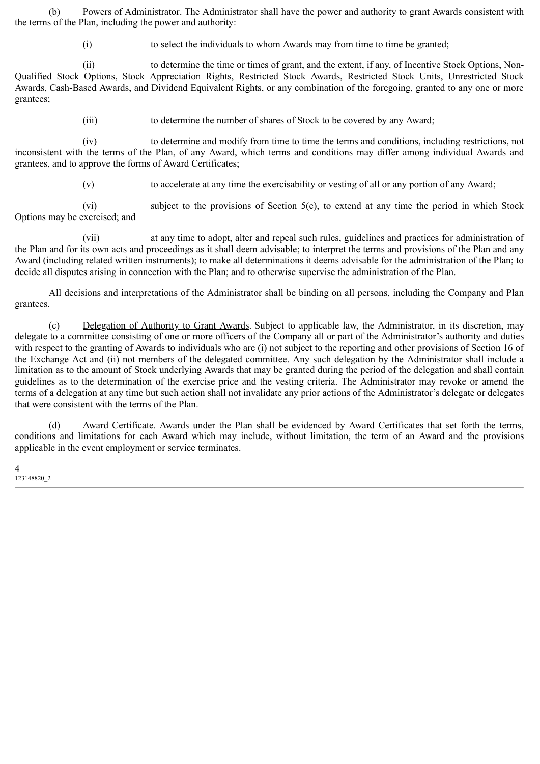(b) Powers of Administrator. The Administrator shall have the power and authority to grant Awards consistent with the terms of the Plan, including the power and authority:

(i) to select the individuals to whom Awards may from time to time be granted;

(ii) to determine the time or times of grant, and the extent, if any, of Incentive Stock Options, Non-Qualified Stock Options, Stock Appreciation Rights, Restricted Stock Awards, Restricted Stock Units, Unrestricted Stock Awards, Cash-Based Awards, and Dividend Equivalent Rights, or any combination of the foregoing, granted to any one or more grantees;

(iii) to determine the number of shares of Stock to be covered by any Award;

(iv) to determine and modify from time to time the terms and conditions, including restrictions, not inconsistent with the terms of the Plan, of any Award, which terms and conditions may differ among individual Awards and grantees, and to approve the forms of Award Certificates;

(v) to accelerate at any time the exercisability or vesting of all or any portion of any Award;

(vi) subject to the provisions of Section 5(c), to extend at any time the period in which Stock Options may be exercised; and

(vii) at any time to adopt, alter and repeal such rules, guidelines and practices for administration of the Plan and for its own acts and proceedings as it shall deem advisable; to interpret the terms and provisions of the Plan and any Award (including related written instruments); to make all determinations it deems advisable for the administration of the Plan; to decide all disputes arising in connection with the Plan; and to otherwise supervise the administration of the Plan.

All decisions and interpretations of the Administrator shall be binding on all persons, including the Company and Plan grantees.

(c) Delegation of Authority to Grant Awards. Subject to applicable law, the Administrator, in its discretion, may delegate to a committee consisting of one or more officers of the Company all or part of the Administrator's authority and duties with respect to the granting of Awards to individuals who are (i) not subject to the reporting and other provisions of Section 16 of the Exchange Act and (ii) not members of the delegated committee. Any such delegation by the Administrator shall include a limitation as to the amount of Stock underlying Awards that may be granted during the period of the delegation and shall contain guidelines as to the determination of the exercise price and the vesting criteria. The Administrator may revoke or amend the terms of a delegation at any time but such action shall not invalidate any prior actions of the Administrator's delegate or delegates that were consistent with the terms of the Plan.

(d) Award Certificate. Awards under the Plan shall be evidenced by Award Certificates that set forth the terms, conditions and limitations for each Award which may include, without limitation, the term of an Award and the provisions applicable in the event employment or service terminates.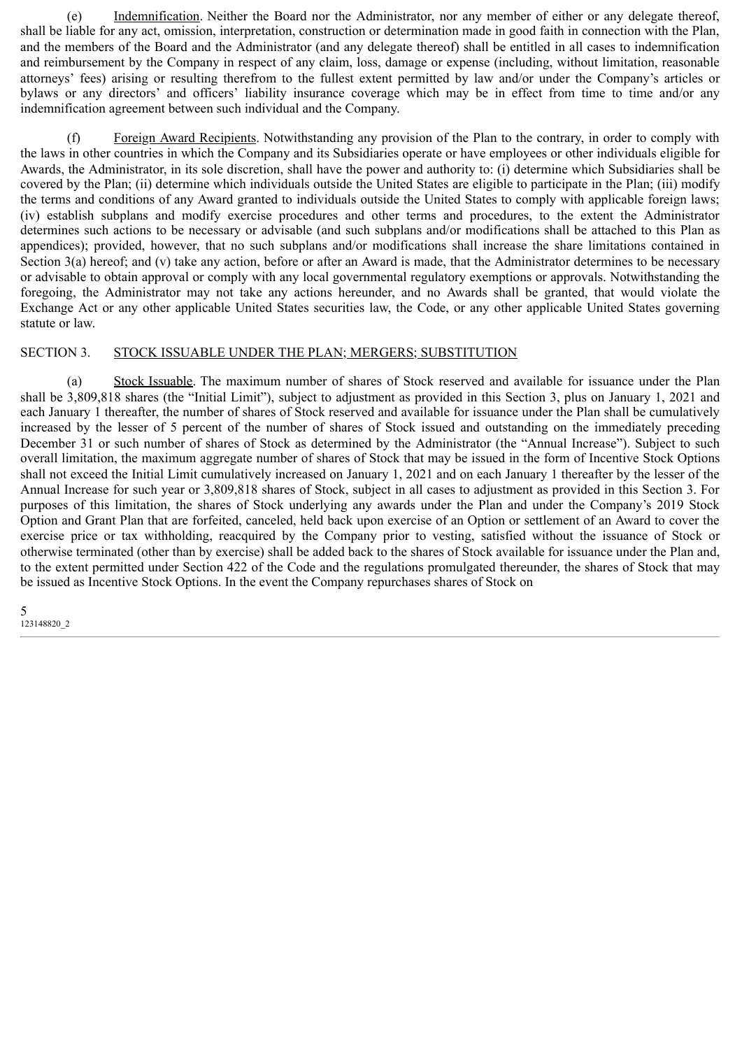(e) Indemnification. Neither the Board nor the Administrator, nor any member of either or any delegate thereof, shall be liable for any act, omission, interpretation, construction or determination made in good faith in connection with the Plan, and the members of the Board and the Administrator (and any delegate thereof) shall be entitled in all cases to indemnification and reimbursement by the Company in respect of any claim, loss, damage or expense (including, without limitation, reasonable attorneys' fees) arising or resulting therefrom to the fullest extent permitted by law and/or under the Company's articles or bylaws or any directors' and officers' liability insurance coverage which may be in effect from time to time and/or any indemnification agreement between such individual and the Company.

(f) Foreign Award Recipients. Notwithstanding any provision of the Plan to the contrary, in order to comply with the laws in other countries in which the Company and its Subsidiaries operate or have employees or other individuals eligible for Awards, the Administrator, in its sole discretion, shall have the power and authority to: (i) determine which Subsidiaries shall be covered by the Plan; (ii) determine which individuals outside the United States are eligible to participate in the Plan; (iii) modify the terms and conditions of any Award granted to individuals outside the United States to comply with applicable foreign laws; (iv) establish subplans and modify exercise procedures and other terms and procedures, to the extent the Administrator determines such actions to be necessary or advisable (and such subplans and/or modifications shall be attached to this Plan as appendices); provided, however, that no such subplans and/or modifications shall increase the share limitations contained in Section 3(a) hereof; and (v) take any action, before or after an Award is made, that the Administrator determines to be necessary or advisable to obtain approval or comply with any local governmental regulatory exemptions or approvals. Notwithstanding the foregoing, the Administrator may not take any actions hereunder, and no Awards shall be granted, that would violate the Exchange Act or any other applicable United States securities law, the Code, or any other applicable United States governing statute or law.

SECTION 3. STOCK ISSUABLE UNDER THE PLAN; MERGERS; SUBSTITUTION

(a) Stock Issuable. The maximum number of shares of Stock reserved and available for issuance under the Plan shall be 3,809,818 shares (the "Initial Limit"), subject to adjustment as provided in this Section 3, plus on January 1, 2021 and each January 1 thereafter, the number of shares of Stock reserved and available for issuance under the Plan shall be cumulatively increased by the lesser of 5 percent of the number of shares of Stock issued and outstanding on the immediately preceding December 31 or such number of shares of Stock as determined by the Administrator (the "Annual Increase"). Subject to such overall limitation, the maximum aggregate number of shares of Stock that may be issued in the form of Incentive Stock Options shall not exceed the Initial Limit cumulatively increased on January 1, 2021 and on each January 1 thereafter by the lesser of the Annual Increase for such year or 3,809,818 shares of Stock, subject in all cases to adjustment as provided in this Section 3. For purposes of this limitation, the shares of Stock underlying any awards under the Plan and under the Company's 2019 Stock Option and Grant Plan that are forfeited, canceled, held back upon exercise of an Option or settlement of an Award to cover the exercise price or tax withholding, reacquired by the Company prior to vesting, satisfied without the issuance of Stock or otherwise terminated (other than by exercise) shall be added back to the shares of Stock available for issuance under the Plan and, to the extent permitted under Section 422 of the Code and the regulations promulgated thereunder, the shares of Stock that may be issued as Incentive Stock Options. In the event the Company repurchases shares of Stock on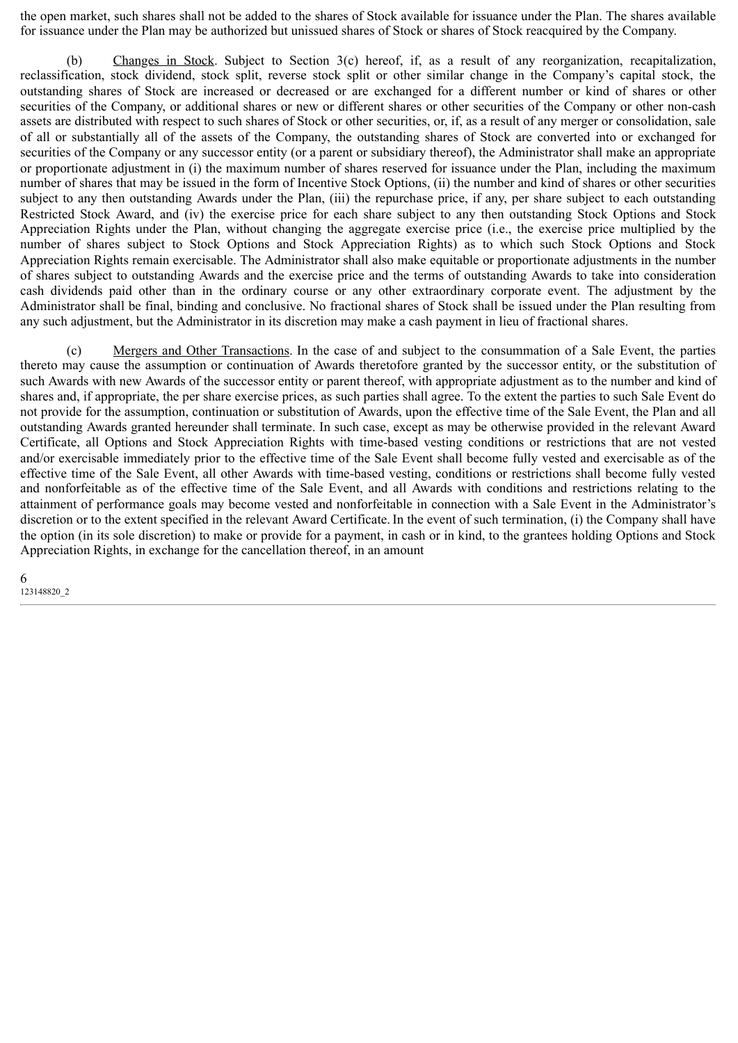the open market, such shares shall not be added to the shares of Stock available for issuance under the Plan. The shares available for issuance under the Plan may be authorized but unissued shares of Stock or shares of Stock reacquired by the Company.

(b) Changes in Stock. Subject to Section 3(c) hereof, if, as a result of any reorganization, recapitalization, reclassification, stock dividend, stock split, reverse stock split or other similar change in the Company's capital stock, the outstanding shares of Stock are increased or decreased or are exchanged for a different number or kind of shares or other securities of the Company, or additional shares or new or different shares or other securities of the Company or other non-cash assets are distributed with respect to such shares of Stock or other securities, or, if, as a result of any merger or consolidation, sale of all or substantially all of the assets of the Company, the outstanding shares of Stock are converted into or exchanged for securities of the Company or any successor entity (or a parent or subsidiary thereof), the Administrator shall make an appropriate or proportionate adjustment in (i) the maximum number of shares reserved for issuance under the Plan, including the maximum number of shares that may be issued in the form of Incentive Stock Options, (ii) the number and kind of shares or other securities subject to any then outstanding Awards under the Plan, (iii) the repurchase price, if any, per share subject to each outstanding Restricted Stock Award, and (iv) the exercise price for each share subject to any then outstanding Stock Options and Stock Appreciation Rights under the Plan, without changing the aggregate exercise price (i.e., the exercise price multiplied by the number of shares subject to Stock Options and Stock Appreciation Rights) as to which such Stock Options and Stock Appreciation Rights remain exercisable. The Administrator shall also make equitable or proportionate adjustments in the number of shares subject to outstanding Awards and the exercise price and the terms of outstanding Awards to take into consideration cash dividends paid other than in the ordinary course or any other extraordinary corporate event. The adjustment by the Administrator shall be final, binding and conclusive. No fractional shares of Stock shall be issued under the Plan resulting from any such adjustment, but the Administrator in its discretion may make a cash payment in lieu of fractional shares.

(c) Mergers and Other Transactions. In the case of and subject to the consummation of a Sale Event, the parties thereto may cause the assumption or continuation of Awards theretofore granted by the successor entity, or the substitution of such Awards with new Awards of the successor entity or parent thereof, with appropriate adjustment as to the number and kind of shares and, if appropriate, the per share exercise prices, as such parties shall agree. To the extent the parties to such Sale Event do not provide for the assumption, continuation or substitution of Awards, upon the effective time of the Sale Event, the Plan and all outstanding Awards granted hereunder shall terminate. In such case, except as may be otherwise provided in the relevant Award Certificate, all Options and Stock Appreciation Rights with time-based vesting conditions or restrictions that are not vested and/or exercisable immediately prior to the effective time of the Sale Event shall become fully vested and exercisable as of the effective time of the Sale Event, all other Awards with time-based vesting, conditions or restrictions shall become fully vested and nonforfeitable as of the effective time of the Sale Event, and all Awards with conditions and restrictions relating to the attainment of performance goals may become vested and nonforfeitable in connection with a Sale Event in the Administrator's discretion or to the extent specified in the relevant Award Certificate. In the event of such termination, (i) the Company shall have the option (in its sole discretion) to make or provide for a payment, in cash or in kind, to the grantees holding Options and Stock Appreciation Rights, in exchange for the cancellation thereof, in an amount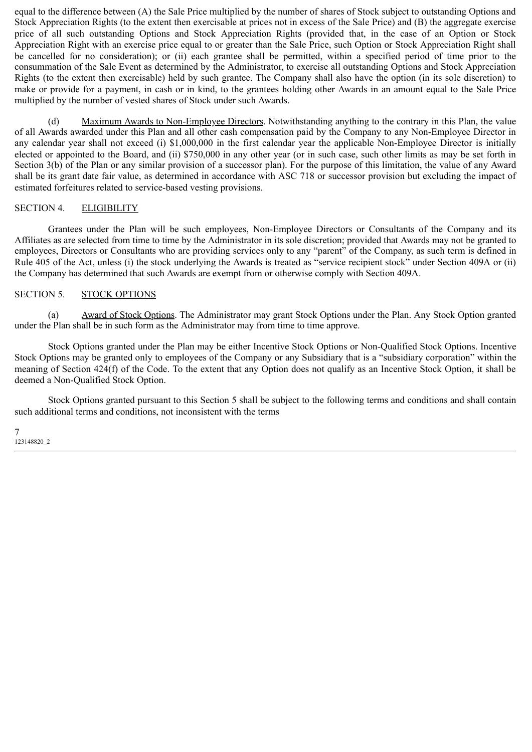equal to the difference between (A) the Sale Price multiplied by the number of shares of Stock subject to outstanding Options and Stock Appreciation Rights (to the extent then exercisable at prices not in excess of the Sale Price) and (B) the aggregate exercise price of all such outstanding Options and Stock Appreciation Rights (provided that, in the case of an Option or Stock Appreciation Right with an exercise price equal to or greater than the Sale Price, such Option or Stock Appreciation Right shall be cancelled for no consideration); or (ii) each grantee shall be permitted, within a specified period of time prior to the consummation of the Sale Event as determined by the Administrator, to exercise all outstanding Options and Stock Appreciation Rights (to the extent then exercisable) held by such grantee. The Company shall also have the option (in its sole discretion) to make or provide for a payment, in cash or in kind, to the grantees holding other Awards in an amount equal to the Sale Price multiplied by the number of vested shares of Stock under such Awards.

(d) Maximum Awards to Non-Employee Directors. Notwithstanding anything to the contrary in this Plan, the value of all Awards awarded under this Plan and all other cash compensation paid by the Company to any Non-Employee Director in any calendar year shall not exceed (i) $1,000,000 in the first calendar year the applicable Non-Employee Director is initially elected or appointed to the Board, and (ii) $750,000 in any other year (or in such case, such other limits as may be set forth in Section 3(b) of the Plan or any similar provision of a successor plan). For the purpose of this limitation, the value of any Award shall be its grant date fair value, as determined in accordance with ASC 718 or successor provision but excluding the impact of estimated forfeitures related to service-based vesting provisions.

## SECTION 4. ELIGIBILITY

Grantees under the Plan will be such employees, Non-Employee Directors or Consultants of the Company and its Affiliates as are selected from time to time by the Administrator in its sole discretion; provided that Awards may not be granted to employees, Directors or Consultants who are providing services only to any "parent" of the Company, as such term is defined in Rule 405 of the Act, unless (i) the stock underlying the Awards is treated as "service recipient stock" under Section 409A or (ii) the Company has determined that such Awards are exempt from or otherwise comply with Section 409A.

## SECTION 5. STOCK OPTIONS

(a) Award of Stock Options. The Administrator may grant Stock Options under the Plan. Any Stock Option granted under the Plan shall be in such form as the Administrator may from time to time approve.

Stock Options granted under the Plan may be either Incentive Stock Options or Non-Qualified Stock Options. Incentive Stock Options may be granted only to employees of the Company or any Subsidiary that is a "subsidiary corporation" within the meaning of Section 424(f) of the Code. To the extent that any Option does not qualify as an Incentive Stock Option, it shall be deemed a Non-Qualified Stock Option.

Stock Options granted pursuant to this Section 5 shall be subject to the following terms and conditions and shall contain such additional terms and conditions, not inconsistent with the terms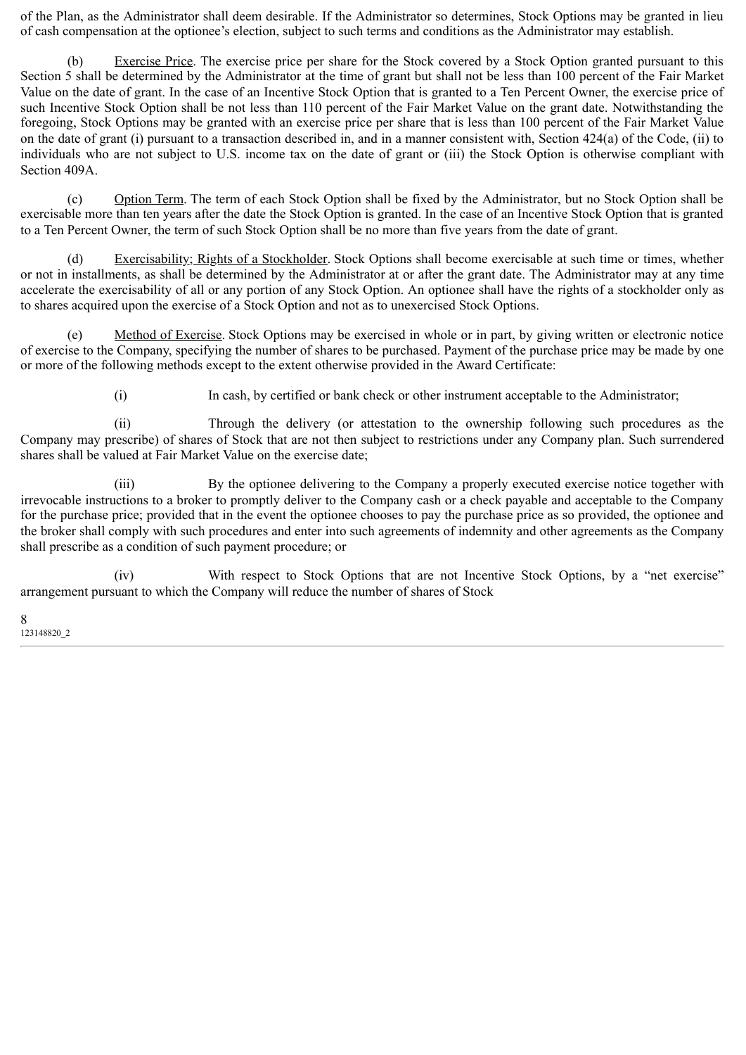of the Plan, as the Administrator shall deem desirable. If the Administrator so determines, Stock Options may be granted in lieu of cash compensation at the optionee's election, subject to such terms and conditions as the Administrator may establish.

(b) Exercise Price. The exercise price per share for the Stock covered by a Stock Option granted pursuant to this Section 5 shall be determined by the Administrator at the time of grant but shall not be less than 100 percent of the Fair Market Value on the date of grant. In the case of an Incentive Stock Option that is granted to a Ten Percent Owner, the exercise price of such Incentive Stock Option shall be not less than 110 percent of the Fair Market Value on the grant date. Notwithstanding the foregoing, Stock Options may be granted with an exercise price per share that is less than 100 percent of the Fair Market Value on the date of grant (i) pursuant to a transaction described in, and in a manner consistent with, Section 424(a) of the Code, (ii) to individuals who are not subject to U.S. income tax on the date of grant or (iii) the Stock Option is otherwise compliant with Section 409A.

(c) Option Term. The term of each Stock Option shall be fixed by the Administrator, but no Stock Option shall be exercisable more than ten years after the date the Stock Option is granted. In the case of an Incentive Stock Option that is granted to a Ten Percent Owner, the term of such Stock Option shall be no more than five years from the date of grant.

(d) Exercisability; Rights of a Stockholder. Stock Options shall become exercisable at such time or times, whether or not in installments, as shall be determined by the Administrator at or after the grant date. The Administrator may at any time accelerate the exercisability of all or any portion of any Stock Option. An optionee shall have the rights of a stockholder only as to shares acquired upon the exercise of a Stock Option and not as to unexercised Stock Options.

(e) Method of Exercise. Stock Options may be exercised in whole or in part, by giving written or electronic notice of exercise to the Company, specifying the number of shares to be purchased. Payment of the purchase price may be made by one or more of the following methods except to the extent otherwise provided in the Award Certificate:

(i) In cash, by certified or bank check or other instrument acceptable to the Administrator;

(ii) Through the delivery (or attestation to the ownership following such procedures as the Company may prescribe) of shares of Stock that are not then subject to restrictions under any Company plan. Such surrendered shares shall be valued at Fair Market Value on the exercise date;

(iii) By the optionee delivering to the Company a properly executed exercise notice together with irrevocable instructions to a broker to promptly deliver to the Company cash or a check payable and acceptable to the Company for the purchase price; provided that in the event the optionee chooses to pay the purchase price as so provided, the optionee and the broker shall comply with such procedures and enter into such agreements of indemnity and other agreements as the Company shall prescribe as a condition of such payment procedure; or

(iv) With respect to Stock Options that are not Incentive Stock Options, by a "net exercise" arrangement pursuant to which the Company will reduce the number of shares of Stock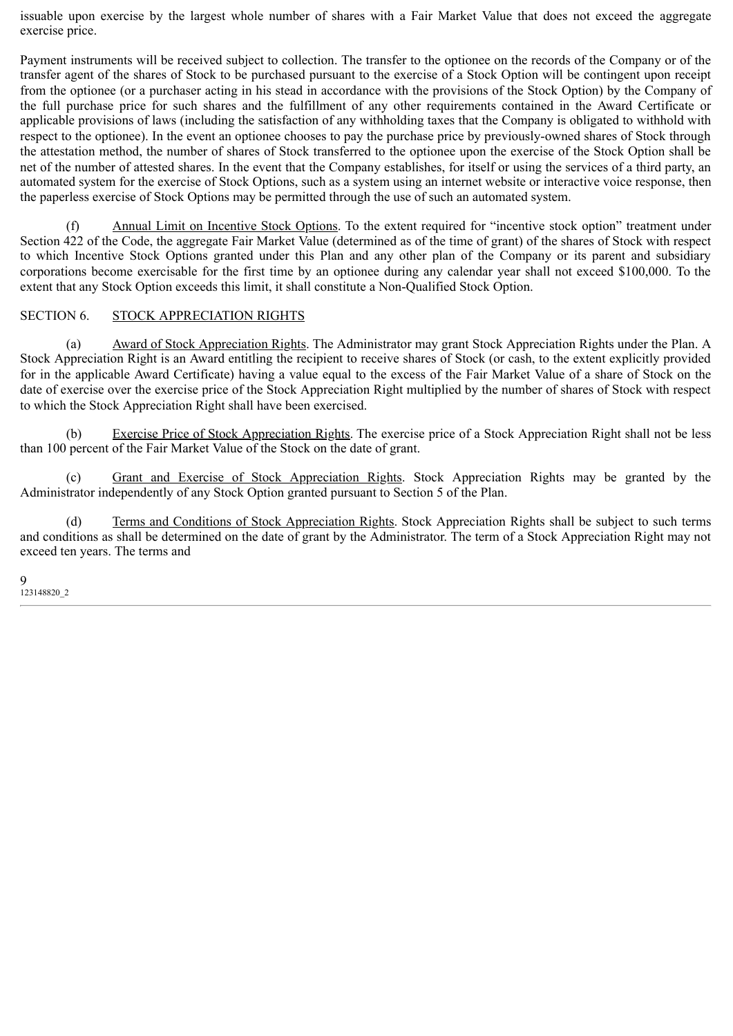issuable upon exercise by the largest whole number of shares with a Fair Market Value that does not exceed the aggregate exercise price.

Payment instruments will be received subject to collection. The transfer to the optionee on the records of the Company or of the transfer agent of the shares of Stock to be purchased pursuant to the exercise of a Stock Option will be contingent upon receipt from the optionee (or a purchaser acting in his stead in accordance with the provisions of the Stock Option) by the Company of the full purchase price for such shares and the fulfillment of any other requirements contained in the Award Certificate or applicable provisions of laws (including the satisfaction of any withholding taxes that the Company is obligated to withhold with respect to the optionee). In the event an optionee chooses to pay the purchase price by previously-owned shares of Stock through the attestation method, the number of shares of Stock transferred to the optionee upon the exercise of the Stock Option shall be net of the number of attested shares. In the event that the Company establishes, for itself or using the services of a third party, an automated system for the exercise of Stock Options, such as a system using an internet website or interactive voice response, then the paperless exercise of Stock Options may be permitted through the use of such an automated system.

(f) Annual Limit on Incentive Stock Options. To the extent required for "incentive stock option" treatment under Section 422 of the Code, the aggregate Fair Market Value (determined as of the time of grant) of the shares of Stock with respect to which Incentive Stock Options granted under this Plan and any other plan of the Company or its parent and subsidiary corporations become exercisable for the first time by an optionee during any calendar year shall not exceed $100,000. To the extent that any Stock Option exceeds this limit, it shall constitute a Non-Qualified Stock Option.

SECTION 6. STOCK APPRECIATION RIGHTS

(a) Award of Stock Appreciation Rights. The Administrator may grant Stock Appreciation Rights under the Plan. A Stock Appreciation Right is an Award entitling the recipient to receive shares of Stock (or cash, to the extent explicitly provided for in the applicable Award Certificate) having a value equal to the excess of the Fair Market Value of a share of Stock on the date of exercise over the exercise price of the Stock Appreciation Right multiplied by the number of shares of Stock with respect to which the Stock Appreciation Right shall have been exercised.

(b) Exercise Price of Stock Appreciation Rights. The exercise price of a Stock Appreciation Right shall not be less than 100 percent of the Fair Market Value of the Stock on the date of grant.

(c) Grant and Exercise of Stock Appreciation Rights. Stock Appreciation Rights may be granted by the Administrator independently of any Stock Option granted pursuant to Section 5 of the Plan.

(d) Terms and Conditions of Stock Appreciation Rights. Stock Appreciation Rights shall be subject to such terms and conditions as shall be determined on the date of grant by the Administrator. The term of a Stock Appreciation Right may not exceed ten years. The terms and

123148820_2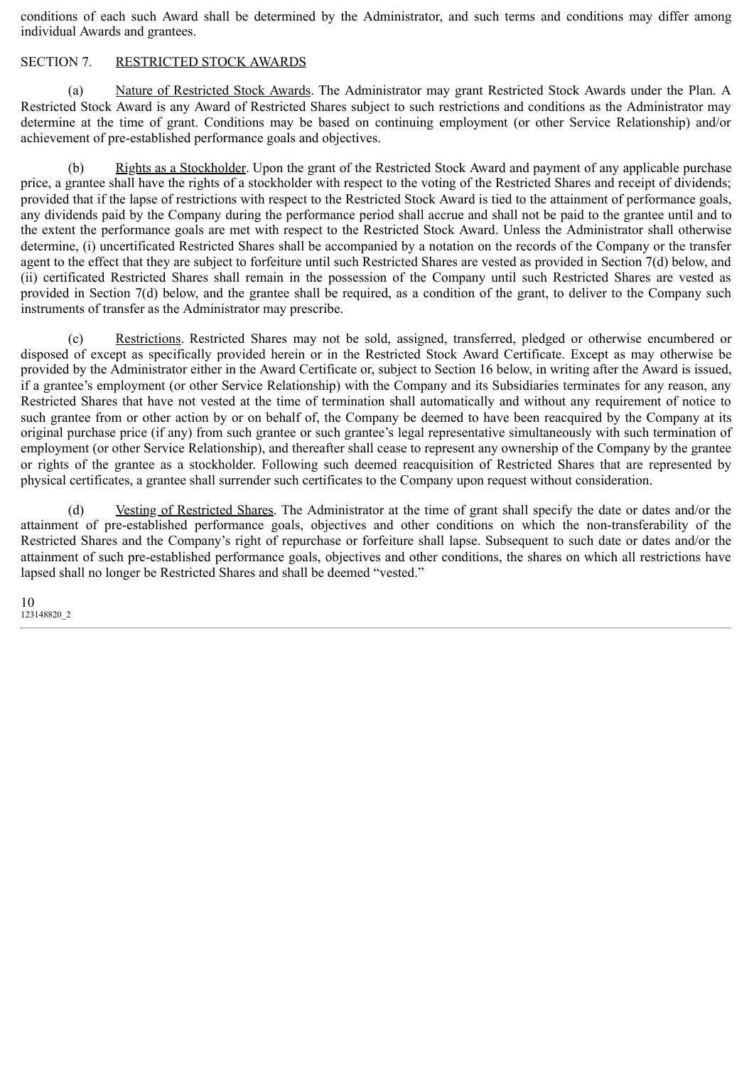conditions of each such Award shall be determined by the Administrator, and such terms and conditions may differ among individual Awards and grantees.

## SECTION 7. RESTRICTED STOCK AWARDS

(a) Nature of Restricted Stock Awards. The Administrator may grant Restricted Stock Awards under the Plan. A Restricted Stock Award is any Award of Restricted Shares subject to such restrictions and conditions as the Administrator may determine at the time of grant. Conditions may be based on continuing employment (or other Service Relationship) and/or achievement of pre-established performance goals and objectives.

(b) Rights as a Stockholder. Upon the grant of the Restricted Stock Award and payment of any applicable purchase price, a grantee shall have the rights of a stockholder with respect to the voting of the Restricted Shares and receipt of dividends; provided that if the lapse of restrictions with respect to the Restricted Stock Award is tied to the attainment of performance goals, any dividends paid by the Company during the performance period shall accrue and shall not be paid to the grantee until and to the extent the performance goals are met with respect to the Restricted Stock Award. Unless the Administrator shall otherwise determine, (i) uncertificated Restricted Shares shall be accompanied by a notation on the records of the Company or the transfer agent to the effect that they are subject to forfeiture until such Restricted Shares are vested as provided in Section 7(d) below, and (ii) certificated Restricted Shares shall remain in the possession of the Company until such Restricted Shares are vested as provided in Section 7(d) below, and the grantee shall be required, as a condition of the grant, to deliver to the Company such instruments of transfer as the Administrator may prescribe.

(c) Restrictions. Restricted Shares may not be sold, assigned, transferred, pledged or otherwise encumbered or disposed of except as specifically provided herein or in the Restricted Stock Award Certificate. Except as may otherwise be provided by the Administrator either in the Award Certificate or, subject to Section 16 below, in writing after the Award is issued, if a grantee's employment (or other Service Relationship) with the Company and its Subsidiaries terminates for any reason, any Restricted Shares that have not vested at the time of termination shall automatically and without any requirement of notice to such grantee from or other action by or on behalf of, the Company be deemed to have been reacquired by the Company at its original purchase price (if any) from such grantee or such grantee's legal representative simultaneously with such termination of employment (or other Service Relationship), and thereafter shall cease to represent any ownership of the Company by the grantee or rights of the grantee as a stockholder. Following such deemed reacquisition of Restricted Shares that are represented by physical certificates, a grantee shall surrender such certificates to the Company upon request without consideration.

(d) Vesting of Restricted Shares. The Administrator at the time of grant shall specify the date or dates and/or the attainment of pre-established performance goals, objectives and other conditions on which the non-transferability of the Restricted Shares and the Company's right of repurchase or forfeiture shall lapse. Subsequent to such date or dates and/or the attainment of such pre-established performance goals, objectives and other conditions, the shares on which all restrictions have lapsed shall no longer be Restricted Shares and shall be deemed "vested."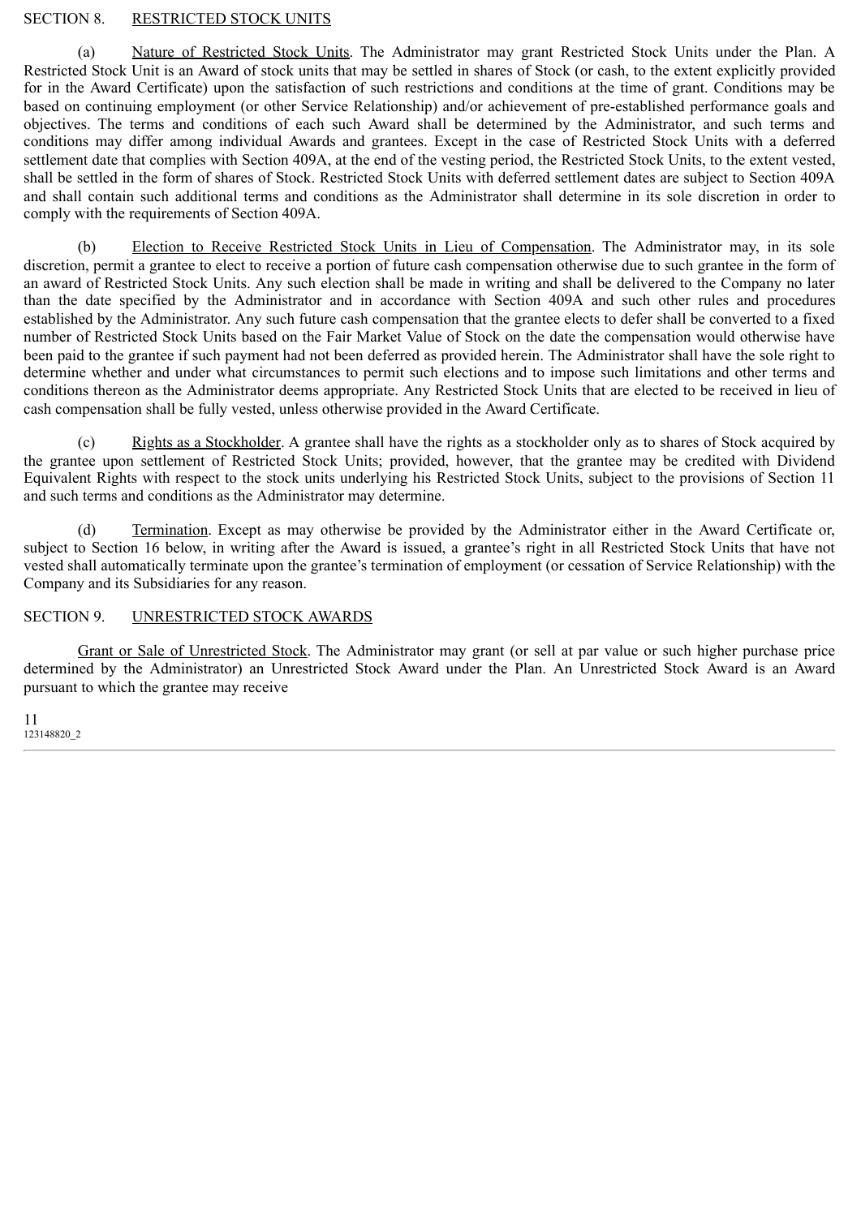## SECTION 8. RESTRICTED STOCK UNITS

(a) Nature of Restricted Stock Units. The Administrator may grant Restricted Stock Units under the Plan. A Restricted Stock Unit is an Award of stock units that may be settled in shares of Stock (or cash, to the extent explicitly provided for in the Award Certificate) upon the satisfaction of such restrictions and conditions at the time of grant. Conditions may be based on continuing employment (or other Service Relationship) and/or achievement of pre-established performance goals and objectives. The terms and conditions of each such Award shall be determined by the Administrator, and such terms and conditions may differ among individual Awards and grantees. Except in the case of Restricted Stock Units with a deferred settlement date that complies with Section 409A, at the end of the vesting period, the Restricted Stock Units, to the extent vested, shall be settled in the form of shares of Stock. Restricted Stock Units with deferred settlement dates are subject to Section 409A and shall contain such additional terms and conditions as the Administrator shall determine in its sole discretion in order to comply with the requirements of Section 409A.

(b) Election to Receive Restricted Stock Units in Lieu of Compensation. The Administrator may, in its sole discretion, permit a grantee to elect to receive a portion of future cash compensation otherwise due to such grantee in the form of an award of Restricted Stock Units. Any such election shall be made in writing and shall be delivered to the Company no later than the date specified by the Administrator and in accordance with Section 409A and such other rules and procedures established by the Administrator. Any such future cash compensation that the grantee elects to defer shall be converted to a fixed number of Restricted Stock Units based on the Fair Market Value of Stock on the date the compensation would otherwise have been paid to the grantee if such payment had not been deferred as provided herein. The Administrator shall have the sole right to determine whether and under what circumstances to permit such elections and to impose such limitations and other terms and conditions thereon as the Administrator deems appropriate. Any Restricted Stock Units that are elected to be received in lieu of cash compensation shall be fully vested, unless otherwise provided in the Award Certificate.

(c) Rights as a Stockholder. A grantee shall have the rights as a stockholder only as to shares of Stock acquired by the grantee upon settlement of Restricted Stock Units; provided, however, that the grantee may be credited with Dividend Equivalent Rights with respect to the stock units underlying his Restricted Stock Units, subject to the provisions of Section 11 and such terms and conditions as the Administrator may determine.

(d) Termination. Except as may otherwise be provided by the Administrator either in the Award Certificate or, subject to Section 16 below, in writing after the Award is issued, a grantee's right in all Restricted Stock Units that have not vested shall automatically terminate upon the grantee's termination of employment (or cessation of Service Relationship) with the Company and its Subsidiaries for any reason.

## SECTION 9. UNRESTRICTED STOCK AWARDS

Grant or Sale of Unrestricted Stock. The Administrator may grant (or sell at par value or such higher purchase price determined by the Administrator) an Unrestricted Stock Award under the Plan. An Unrestricted Stock Award is an Award pursuant to which the grantee may receive

123148820_2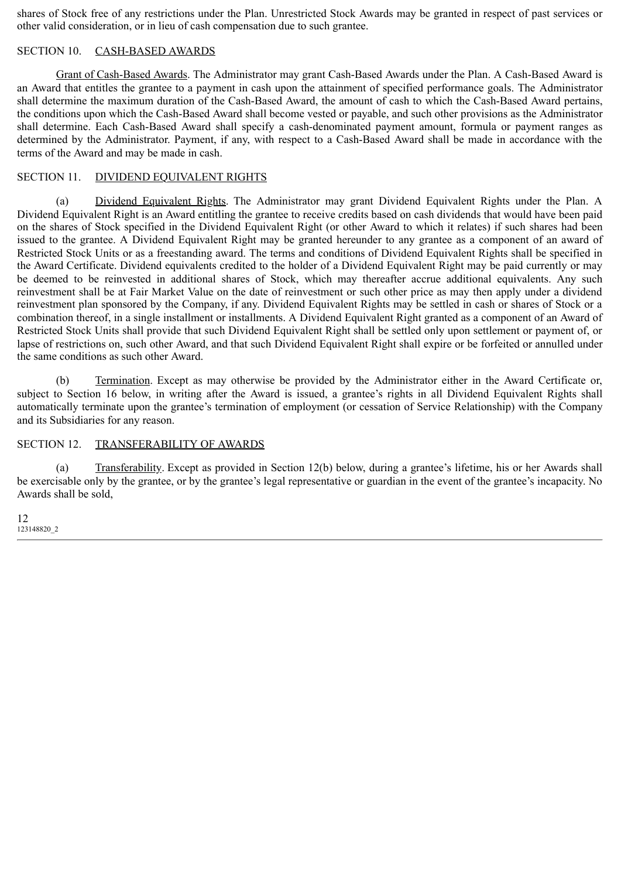shares of Stock free of any restrictions under the Plan. Unrestricted Stock Awards may be granted in respect of past services or other valid consideration, or in lieu of cash compensation due to such grantee.

SECTION 10. CASH-BASED AWARDS

Grant of Cash-Based Awards. The Administrator may grant Cash-Based Awards under the Plan. A Cash-Based Award is an Award that entitles the grantee to a payment in cash upon the attainment of specified performance goals. The Administrator shall determine the maximum duration of the Cash-Based Award, the amount of cash to which the Cash-Based Award pertains, the conditions upon which the Cash-Based Award shall become vested or payable, and such other provisions as the Administrator shall determine. Each Cash-Based Award shall specify a cash-denominated payment amount, formula or payment ranges as determined by the Administrator. Payment, if any, with respect to a Cash-Based Award shall be made in accordance with the terms of the Award and may be made in cash.

SECTION 11. DIVIDEND EQUIVALENT RIGHTS

(a) Dividend Equivalent Rights. The Administrator may grant Dividend Equivalent Rights under the Plan. A Dividend Equivalent Right is an Award entitling the grantee to receive credits based on cash dividends that would have been paid on the shares of Stock specified in the Dividend Equivalent Right (or other Award to which it relates) if such shares had been issued to the grantee. A Dividend Equivalent Right may be granted hereunder to any grantee as a component of an award of Restricted Stock Units or as a freestanding award. The terms and conditions of Dividend Equivalent Rights shall be specified in the Award Certificate. Dividend equivalents credited to the holder of a Dividend Equivalent Right may be paid currently or may be deemed to be reinvested in additional shares of Stock, which may thereafter accrue additional equivalents. Any such reinvestment shall be at Fair Market Value on the date of reinvestment or such other price as may then apply under a dividend reinvestment plan sponsored by the Company, if any. Dividend Equivalent Rights may be settled in cash or shares of Stock or a combination thereof, in a single installment or installments. A Dividend Equivalent Right granted as a component of an Award of Restricted Stock Units shall provide that such Dividend Equivalent Right shall be settled only upon settlement or payment of, or lapse of restrictions on, such other Award, and that such Dividend Equivalent Right shall expire or be forfeited or annulled under the same conditions as such other Award.

(b) Termination. Except as may otherwise be provided by the Administrator either in the Award Certificate or, subject to Section 16 below, in writing after the Award is issued, a grantee's rights in all Dividend Equivalent Rights shall automatically terminate upon the grantee's termination of employment (or cessation of Service Relationship) with the Company and its Subsidiaries for any reason.

SECTION 12. TRANSFERABILITY OF AWARDS

(a) Transferability. Except as provided in Section 12(b) below, during a grantee's lifetime, his or her Awards shall be exercisable only by the grantee, or by the grantee's legal representative or guardian in the event of the grantee's incapacity. No Awards shall be sold,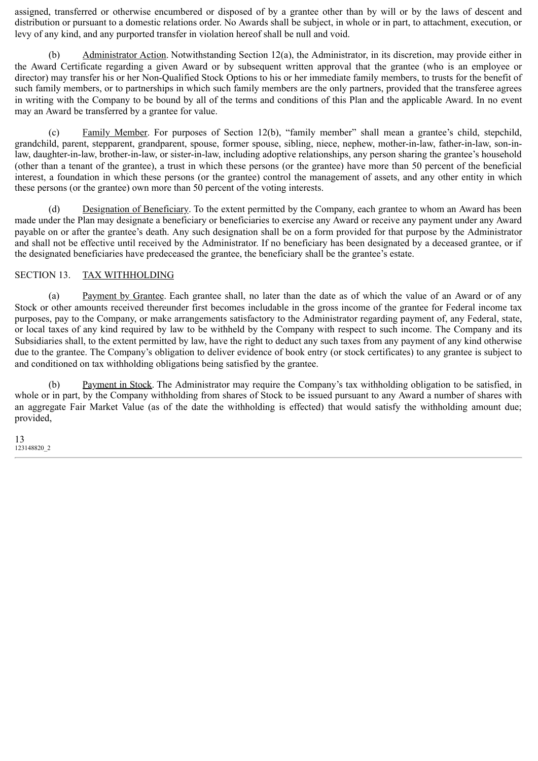assigned, transferred or otherwise encumbered or disposed of by a grantee other than by will or by the laws of descent and distribution or pursuant to a domestic relations order. No Awards shall be subject, in whole or in part, to attachment, execution, or levy of any kind, and any purported transfer in violation hereof shall be null and void.

(b) Administrator Action. Notwithstanding Section 12(a), the Administrator, in its discretion, may provide either in the Award Certificate regarding a given Award or by subsequent written approval that the grantee (who is an employee or director) may transfer his or her Non-Qualified Stock Options to his or her immediate family members, to trusts for the benefit of such family members, or to partnerships in which such family members are the only partners, provided that the transferee agrees in writing with the Company to be bound by all of the terms and conditions of this Plan and the applicable Award. In no event may an Award be transferred by a grantee for value.

(c) Family Member. For purposes of Section 12(b), "family member" shall mean a grantee's child, stepchild, grandchild, parent, stepparent, grandparent, spouse, former spouse, sibling, niece, nephew, mother-in-law, father-in-law, son-in-law, daughter-in-law, brother-in-law, or sister-in-law, including adoptive relationships, any person sharing the grantee's household (other than a tenant of the grantee), a trust in which these persons (or the grantee) have more than 50 percent of the beneficial interest, a foundation in which these persons (or the grantee) control the management of assets, and any other entity in which these persons (or the grantee) own more than 50 percent of the voting interests.

(d) Designation of Beneficiary. To the extent permitted by the Company, each grantee to whom an Award has been made under the Plan may designate a beneficiary or beneficiaries to exercise any Award or receive any payment under any Award payable on or after the grantee's death. Any such designation shall be on a form provided for that purpose by the Administrator and shall not be effective until received by the Administrator. If no beneficiary has been designated by a deceased grantee, or if the designated beneficiaries have predeceased the grantee, the beneficiary shall be the grantee's estate.

SECTION 13. TAX WITHHOLDING

(a) Payment by Grantee. Each grantee shall, no later than the date as of which the value of an Award or of any Stock or other amounts received thereunder first becomes includable in the gross income of the grantee for Federal income tax purposes, pay to the Company, or make arrangements satisfactory to the Administrator regarding payment of, any Federal, state, or local taxes of any kind required by law to be withheld by the Company with respect to such income. The Company and its Subsidiaries shall, to the extent permitted by law, have the right to deduct any such taxes from any payment of any kind otherwise due to the grantee. The Company's obligation to deliver evidence of book entry (or stock certificates) to any grantee is subject to and conditioned on tax withholding obligations being satisfied by the grantee.

(b) Payment in Stock. The Administrator may require the Company's tax withholding obligation to be satisfied, in whole or in part, by the Company withholding from shares of Stock to be issued pursuant to any Award a number of shares with an aggregate Fair Market Value (as of the date the withholding is effected) that would satisfy the withholding amount due; provided,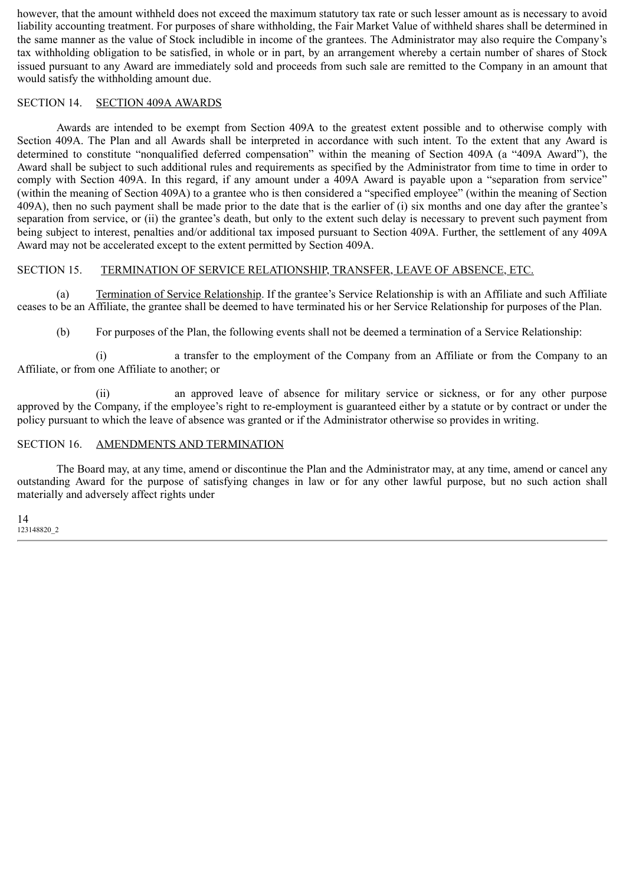however, that the amount withheld does not exceed the maximum statutory tax rate or such lesser amount as is necessary to avoid liability accounting treatment. For purposes of share withholding, the Fair Market Value of withheld shares shall be determined in the same manner as the value of Stock includible in income of the grantees. The Administrator may also require the Company's tax withholding obligation to be satisfied, in whole or in part, by an arrangement whereby a certain number of shares of Stock issued pursuant to any Award are immediately sold and proceeds from such sale are remitted to the Company in an amount that would satisfy the withholding amount due.

## SECTION 14. SECTION 409A AWARDS

Awards are intended to be exempt from Section 409A to the greatest extent possible and to otherwise comply with Section 409A. The Plan and all Awards shall be interpreted in accordance with such intent. To the extent that any Award is determined to constitute "nonqualified deferred compensation" within the meaning of Section 409A (a "409A Award"), the Award shall be subject to such additional rules and requirements as specified by the Administrator from time to time in order to comply with Section 409A. In this regard, if any amount under a 409A Award is payable upon a "separation from service" (within the meaning of Section 409A) to a grantee who is then considered a "specified employee" (within the meaning of Section 409A), then no such payment shall be made prior to the date that is the earlier of (i) six months and one day after the grantee's separation from service, or (ii) the grantee's death, but only to the extent such delay is necessary to prevent such payment from being subject to interest, penalties and/or additional tax imposed pursuant to Section 409A. Further, the settlement of any 409A Award may not be accelerated except to the extent permitted by Section 409A.

## SECTION 15. TERMINATION OF SERVICE RELATIONSHIP, TRANSFER, LEAVE OF ABSENCE, ETC.

(a) Termination of Service Relationship. If the grantee's Service Relationship is with an Affiliate and such Affiliate ceases to be an Affiliate, the grantee shall be deemed to have terminated his or her Service Relationship for purposes of the Plan.

(b) For purposes of the Plan, the following events shall not be deemed a termination of a Service Relationship:

(i) a transfer to the employment of the Company from an Affiliate or from the Company to an Affiliate, or from one Affiliate to another; or

(ii) an approved leave of absence for military service or sickness, or for any other purpose approved by the Company, if the employee's right to re-employment is guaranteed either by a statute or by contract or under the policy pursuant to which the leave of absence was granted or if the Administrator otherwise so provides in writing.

## SECTION 16. AMENDMENTS AND TERMINATION

The Board may, at any time, amend or discontinue the Plan and the Administrator may, at any time, amend or cancel any outstanding Award for the purpose of satisfying changes in law or for any other lawful purpose, but no such action shall materially and adversely affect rights under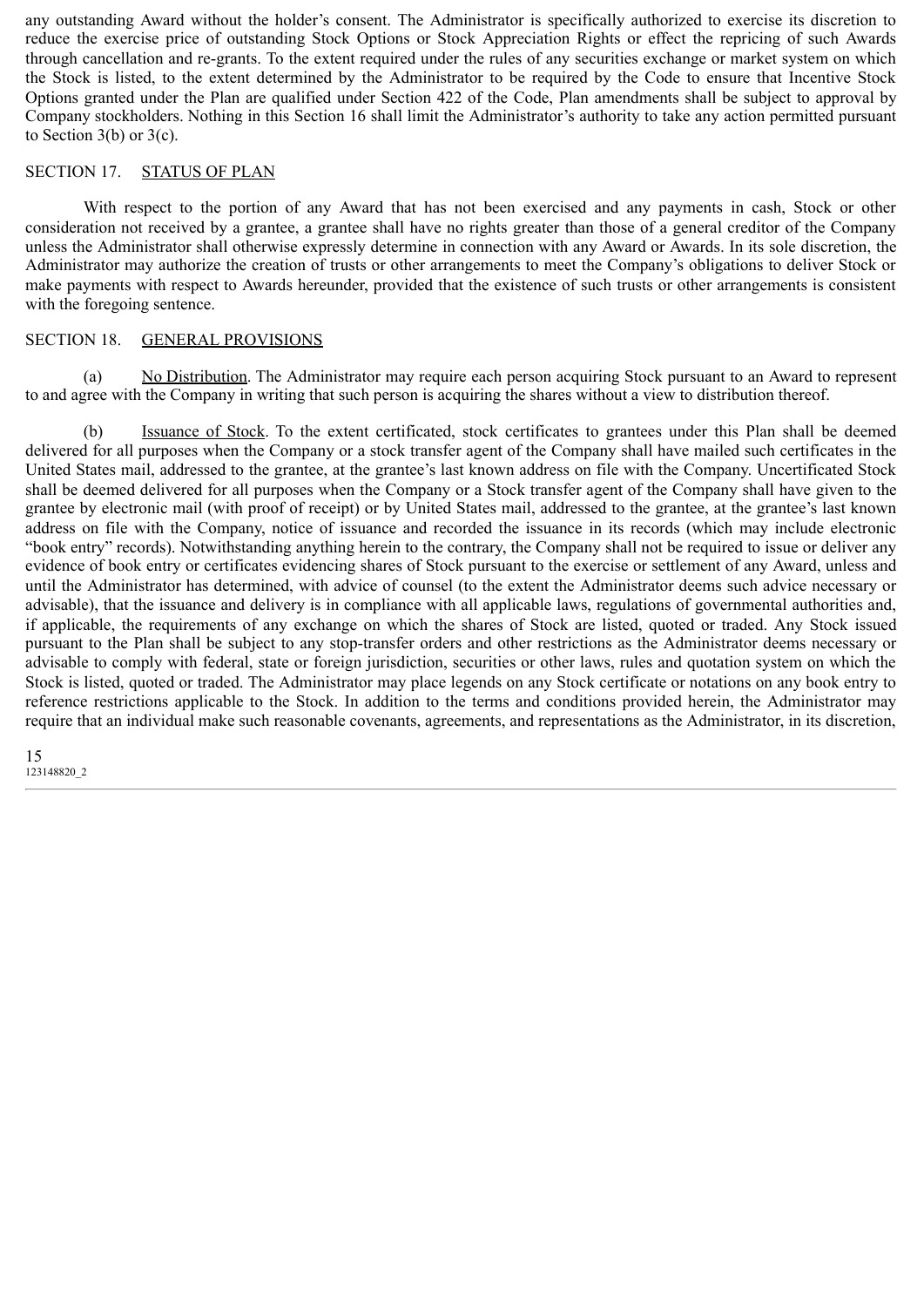any outstanding Award without the holder's consent. The Administrator is specifically authorized to exercise its discretion to reduce the exercise price of outstanding Stock Options or Stock Appreciation Rights or effect the repricing of such Awards through cancellation and re-grants. To the extent required under the rules of any securities exchange or market system on which the Stock is listed, to the extent determined by the Administrator to be required by the Code to ensure that Incentive Stock Options granted under the Plan are qualified under Section 422 of the Code, Plan amendments shall be subject to approval by Company stockholders. Nothing in this Section 16 shall limit the Administrator's authority to take any action permitted pursuant to Section 3(b) or 3(c).

## SECTION 17. STATUS OF PLAN

With respect to the portion of any Award that has not been exercised and any payments in cash, Stock or other consideration not received by a grantee, a grantee shall have no rights greater than those of a general creditor of the Company unless the Administrator shall otherwise expressly determine in connection with any Award or Awards. In its sole discretion, the Administrator may authorize the creation of trusts or other arrangements to meet the Company's obligations to deliver Stock or make payments with respect to Awards hereunder, provided that the existence of such trusts or other arrangements is consistent with the foregoing sentence.

## SECTION 18. GENERAL PROVISIONS

(a) No Distribution. The Administrator may require each person acquiring Stock pursuant to an Award to represent to and agree with the Company in writing that such person is acquiring the shares without a view to distribution thereof.

(b) Issuance of Stock. To the extent certificated, stock certificates to grantees under this Plan shall be deemed delivered for all purposes when the Company or a stock transfer agent of the Company shall have mailed such certificates in the United States mail, addressed to the grantee, at the grantee's last known address on file with the Company. Uncertificated Stock shall be deemed delivered for all purposes when the Company or a Stock transfer agent of the Company shall have given to the grantee by electronic mail (with proof of receipt) or by United States mail, addressed to the grantee, at the grantee's last known address on file with the Company, notice of issuance and recorded the issuance in its records (which may include electronic "book entry" records). Notwithstanding anything herein to the contrary, the Company shall not be required to issue or deliver any evidence of book entry or certificates evidencing shares of Stock pursuant to the exercise or settlement of any Award, unless and until the Administrator has determined, with advice of counsel (to the extent the Administrator deems such advice necessary or advisable), that the issuance and delivery is in compliance with all applicable laws, regulations of governmental authorities and, if applicable, the requirements of any exchange on which the shares of Stock are listed, quoted or traded. Any Stock issued pursuant to the Plan shall be subject to any stop-transfer orders and other restrictions as the Administrator deems necessary or advisable to comply with federal, state or foreign jurisdiction, securities or other laws, rules and quotation system on which the Stock is listed, quoted or traded. The Administrator may place legends on any Stock certificate or notations on any book entry to reference restrictions applicable to the Stock. In addition to the terms and conditions provided herein, the Administrator may require that an individual make such reasonable covenants, agreements, and representations as the Administrator, in its discretion,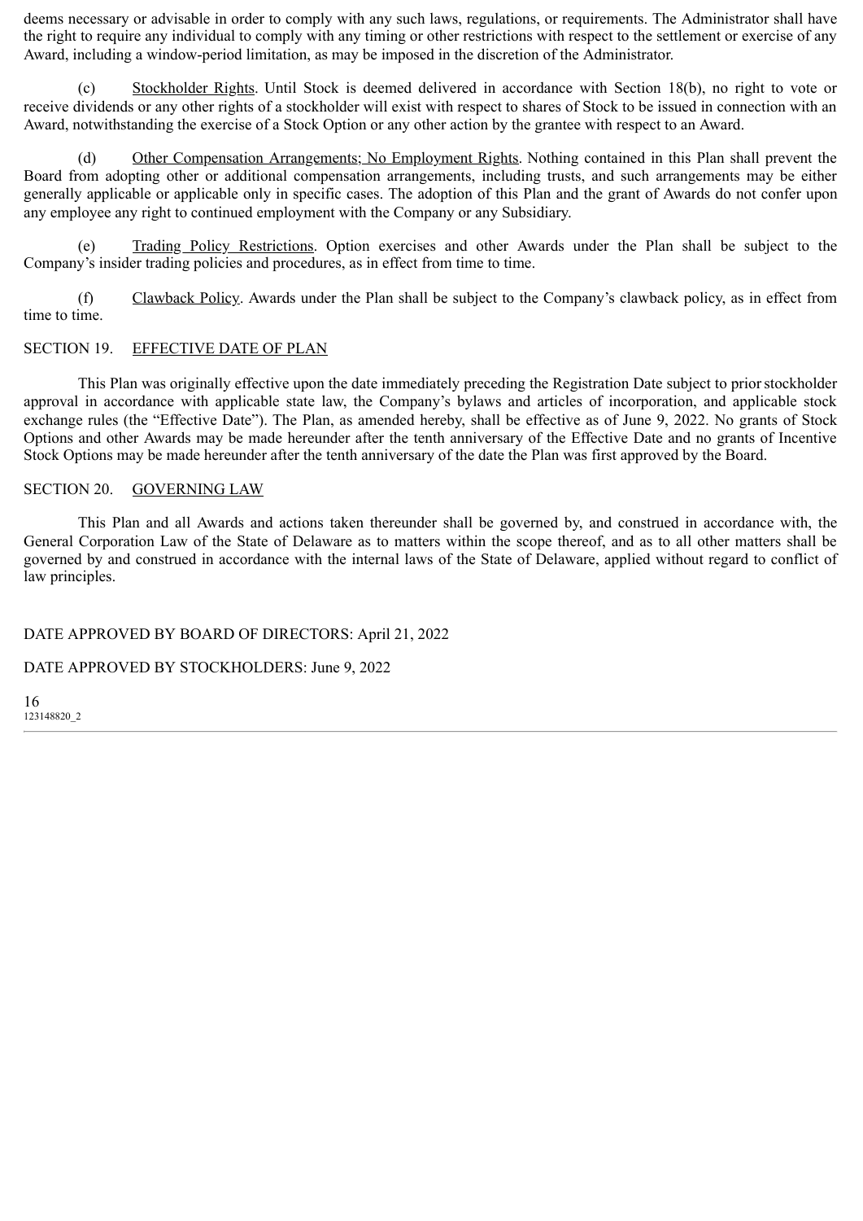deems necessary or advisable in order to comply with any such laws, regulations, or requirements. The Administrator shall have the right to require any individual to comply with any timing or other restrictions with respect to the settlement or exercise of any Award, including a window-period limitation, as may be imposed in the discretion of the Administrator.

(c) Stockholder Rights. Until Stock is deemed delivered in accordance with Section 18(b), no right to vote or receive dividends or any other rights of a stockholder will exist with respect to shares of Stock to be issued in connection with an Award, notwithstanding the exercise of a Stock Option or any other action by the grantee with respect to an Award.

(d) Other Compensation Arrangements; No Employment Rights. Nothing contained in this Plan shall prevent the Board from adopting other or additional compensation arrangements, including trusts, and such arrangements may be either generally applicable or applicable only in specific cases. The adoption of this Plan and the grant of Awards do not confer upon any employee any right to continued employment with the Company or any Subsidiary.

(e) Trading Policy Restrictions. Option exercises and other Awards under the Plan shall be subject to the Company's insider trading policies and procedures, as in effect from time to time.

(f) Clawback Policy. Awards under the Plan shall be subject to the Company's clawback policy, as in effect from time to time.

## SECTION 19. EFFECTIVE DATE OF PLAN

This Plan was originally effective upon the date immediately preceding the Registration Date subject to prior stockholder approval in accordance with applicable state law, the Company's bylaws and articles of incorporation, and applicable stock exchange rules (the "Effective Date"). The Plan, as amended hereby, shall be effective as of June 9, 2022. No grants of Stock Options and other Awards may be made hereunder after the tenth anniversary of the Effective Date and no grants of Incentive Stock Options may be made hereunder after the tenth anniversary of the date the Plan was first approved by the Board.

## SECTION 20. GOVERNING LAW

This Plan and all Awards and actions taken thereunder shall be governed by, and construed in accordance with, the General Corporation Law of the State of Delaware as to matters within the scope thereof, and as to all other matters shall be governed by and construed in accordance with the internal laws of the State of Delaware, applied without regard to conflict of law principles.

DATE APPROVED BY BOARD OF DIRECTORS: April 21, 2022

DATE APPROVED BY STOCKHOLDERS: June 9, 2022